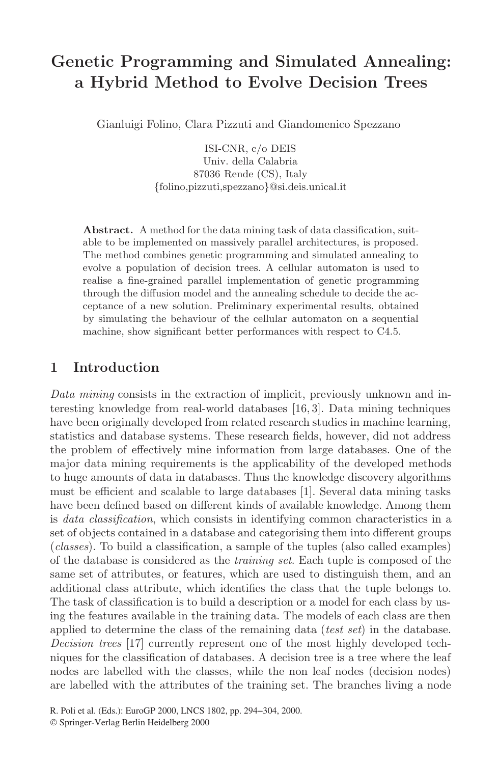# Genetic Programming and Simulated Annealing: a Hybrid Method to Evolve Decision Trees

Gianluigi Folino, Clara Pizzuti and Giandomenico Spezzano

ISI-CNR, c/o DEIS
Univ. della Calabria
87036 Rende (CS), Italy
{folino,pizzuti,spezzano}@si.deis.unical.it

**Abstract.** A method for the data mining task of data classification, suitable to be implemented on massively parallel architectures, is proposed. The method combines genetic programming and simulated annealing to evolve a population of decision trees. A cellular automaton is used to realise a fine-grained parallel implementation of genetic programming through the diffusion model and the annealing schedule to decide the acceptance of a new solution. Preliminary experimental results, obtained by simulating the behaviour of the cellular automaton on a sequential machine, show significant better performances with respect to C4.5.

## 1 Introduction

*Data mining* consists in the extraction of implicit, previously unknown and interesting knowledge from real-world databases [16, 3]. Data mining techniques have been originally developed from related research studies in machine learning, statistics and database systems. These research fields, however, did not address the problem of effectively mine information from large databases. One of the major data mining requirements is the applicability of the developed methods to huge amounts of data in databases. Thus the knowledge discovery algorithms must be efficient and scalable to large databases [1]. Several data mining tasks have been defined based on different kinds of available knowledge. Among them is *data classification*, which consists in identifying common characteristics in a set of objects contained in a database and categorising them into different groups (*classes*). To build a classification, a sample of the tuples (also called examples) of the database is considered as the *training set*. Each tuple is composed of the same set of attributes, or features, which are used to distinguish them, and an additional class attribute, which identifies the class that the tuple belongs to. The task of classification is to build a description or a model for each class by using the features available in the training data. The models of each class are then applied to determine the class of the remaining data (*test set*) in the database. *Decision trees* [17] currently represent one of the most highly developed techniques for the classification of databases. A decision tree is a tree where the leaf nodes are labelled with the classes, while the non leaf nodes (decision nodes) are labelled with the attributes of the training set. The branches living a node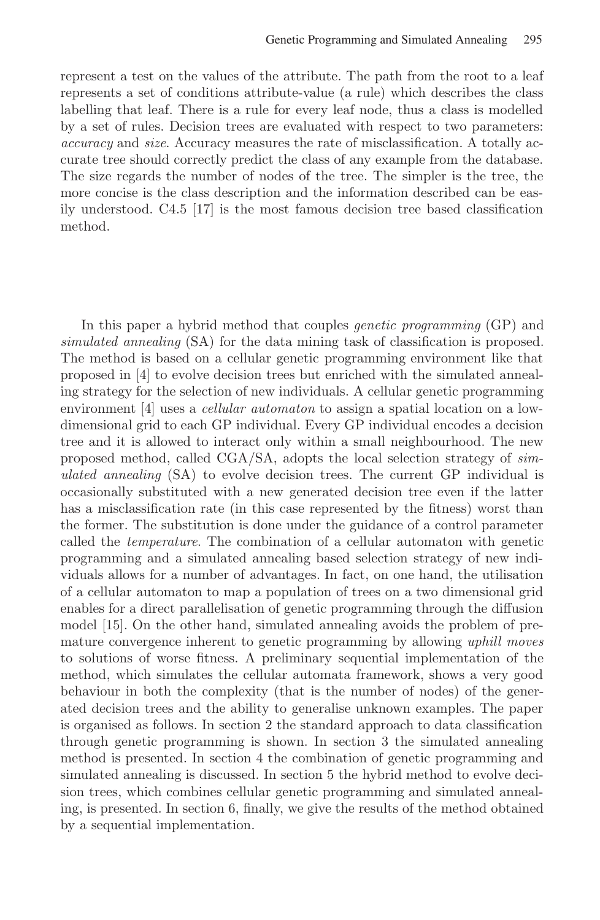represent a test on the values of the attribute. The path from the root to a leaf represents a set of conditions attribute-value (a rule) which describes the class labelling that leaf. There is a rule for every leaf node, thus a class is modelled by a set of rules. Decision trees are evaluated with respect to two parameters: *accuracy* and *size*. Accuracy measures the rate of misclassification. A totally accurate tree should correctly predict the class of any example from the database. The size regards the number of nodes of the tree. The simpler is the tree, the more concise is the class description and the information described can be easily understood. C4.5 [17] is the most famous decision tree based classification method.

In this paper a hybrid method that couples *genetic programming* (GP) and *simulated annealing* (SA) for the data mining task of classification is proposed. The method is based on a cellular genetic programming environment like that proposed in [4] to evolve decision trees but enriched with the simulated annealing strategy for the selection of new individuals. A cellular genetic programming environment [4] uses a *cellular automaton* to assign a spatial location on a low-dimensional grid to each GP individual. Every GP individual encodes a decision tree and it is allowed to interact only within a small neighbourhood. The new proposed method, called CGA/SA, adopts the local selection strategy of *simulated annealing* (SA) to evolve decision trees. The current GP individual is occasionally substituted with a new generated decision tree even if the latter has a misclassification rate (in this case represented by the fitness) worst than the former. The substitution is done under the guidance of a control parameter called the *temperature*. The combination of a cellular automaton with genetic programming and a simulated annealing based selection strategy of new individuals allows for a number of advantages. In fact, on one hand, the utilisation of a cellular automaton to map a population of trees on a two dimensional grid enables for a direct parallelisation of genetic programming through the diffusion model [15]. On the other hand, simulated annealing avoids the problem of premature convergence inherent to genetic programming by allowing *uphill moves* to solutions of worse fitness. A preliminary sequential implementation of the method, which simulates the cellular automata framework, shows a very good behaviour in both the complexity (that is the number of nodes) of the generated decision trees and the ability to generalise unknown examples. The paper is organised as follows. In section 2 the standard approach to data classification through genetic programming is shown. In section 3 the simulated annealing method is presented. In section 4 the combination of genetic programming and simulated annealing is discussed. In section 5 the hybrid method to evolve decision trees, which combines cellular genetic programming and simulated annealing, is presented. In section 6, finally, we give the results of the method obtained by a sequential implementation.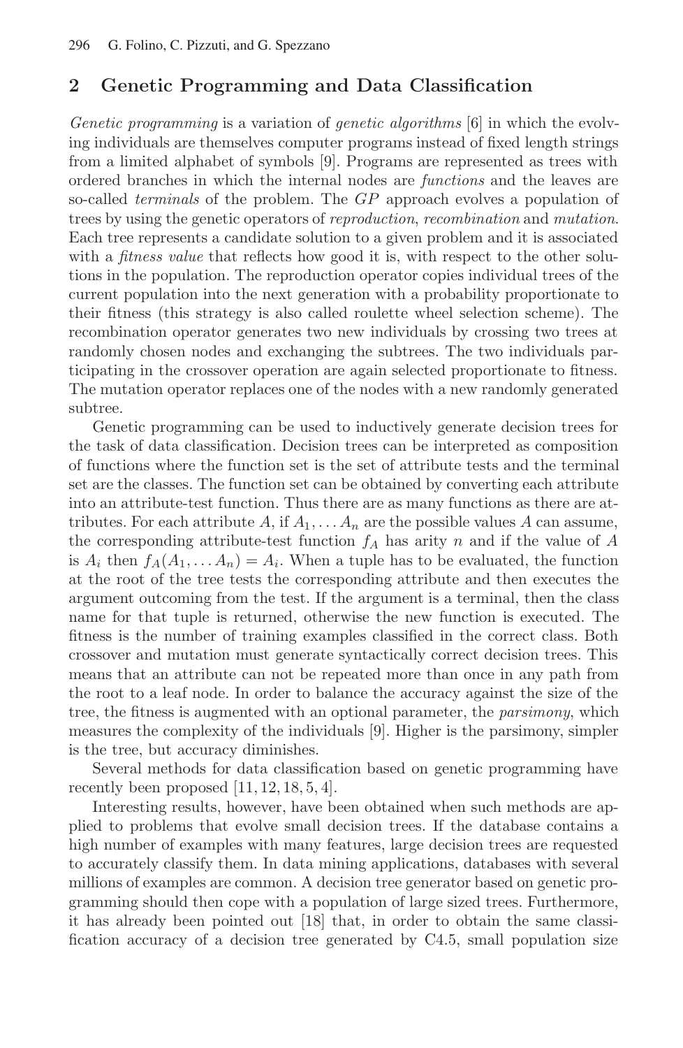## 2 Genetic Programming and Data Classification

*Genetic programming* is a variation of *genetic algorithms* [6] in which the evolving individuals are themselves computer programs instead of fixed length strings from a limited alphabet of symbols [9]. Programs are represented as trees with ordered branches in which the internal nodes are *functions* and the leaves are so-called *terminals* of the problem. The *GP* approach evolves a population of trees by using the genetic operators of *reproduction*, *recombination* and *mutation*. Each tree represents a candidate solution to a given problem and it is associated with a *fitness value* that reflects how good it is, with respect to the other solutions in the population. The reproduction operator copies individual trees of the current population into the next generation with a probability proportionate to their fitness (this strategy is also called roulette wheel selection scheme). The recombination operator generates two new individuals by crossing two trees at randomly chosen nodes and exchanging the subtrees. The two individuals participating in the crossover operation are again selected proportionate to fitness. The mutation operator replaces one of the nodes with a new randomly generated subtree.

Genetic programming can be used to inductively generate decision trees for the task of data classification. Decision trees can be interpreted as composition of functions where the function set is the set of attribute tests and the terminal set are the classes. The function set can be obtained by converting each attribute into an attribute-test function. Thus there are as many functions as there are attributes. For each attribute $A$, if $A_1, \ldots A_n$ are the possible values $A$ can assume, the corresponding attribute-test function $f_A$ has arity $n$ and if the value of $A$ is $A_i$ then $f_A(A_1, \ldots A_n) = A_i$. When a tuple has to be evaluated, the function at the root of the tree tests the corresponding attribute and then executes the argument outcoming from the test. If the argument is a terminal, then the class name for that tuple is returned, otherwise the new function is executed. The fitness is the number of training examples classified in the correct class. Both crossover and mutation must generate syntactically correct decision trees. This means that an attribute can not be repeated more than once in any path from the root to a leaf node. In order to balance the accuracy against the size of the tree, the fitness is augmented with an optional parameter, the *parsimony*, which measures the complexity of the individuals [9]. Higher is the parsimony, simpler is the tree, but accuracy diminishes.

Several methods for data classification based on genetic programming have recently been proposed [11, 12, 18, 5, 4].

Interesting results, however, have been obtained when such methods are applied to problems that evolve small decision trees. If the database contains a high number of examples with many features, large decision trees are requested to accurately classify them. In data mining applications, databases with several millions of examples are common. A decision tree generator based on genetic programming should then cope with a population of large sized trees. Furthermore, it has already been pointed out [18] that, in order to obtain the same classification accuracy of a decision tree generated by C4.5, small population size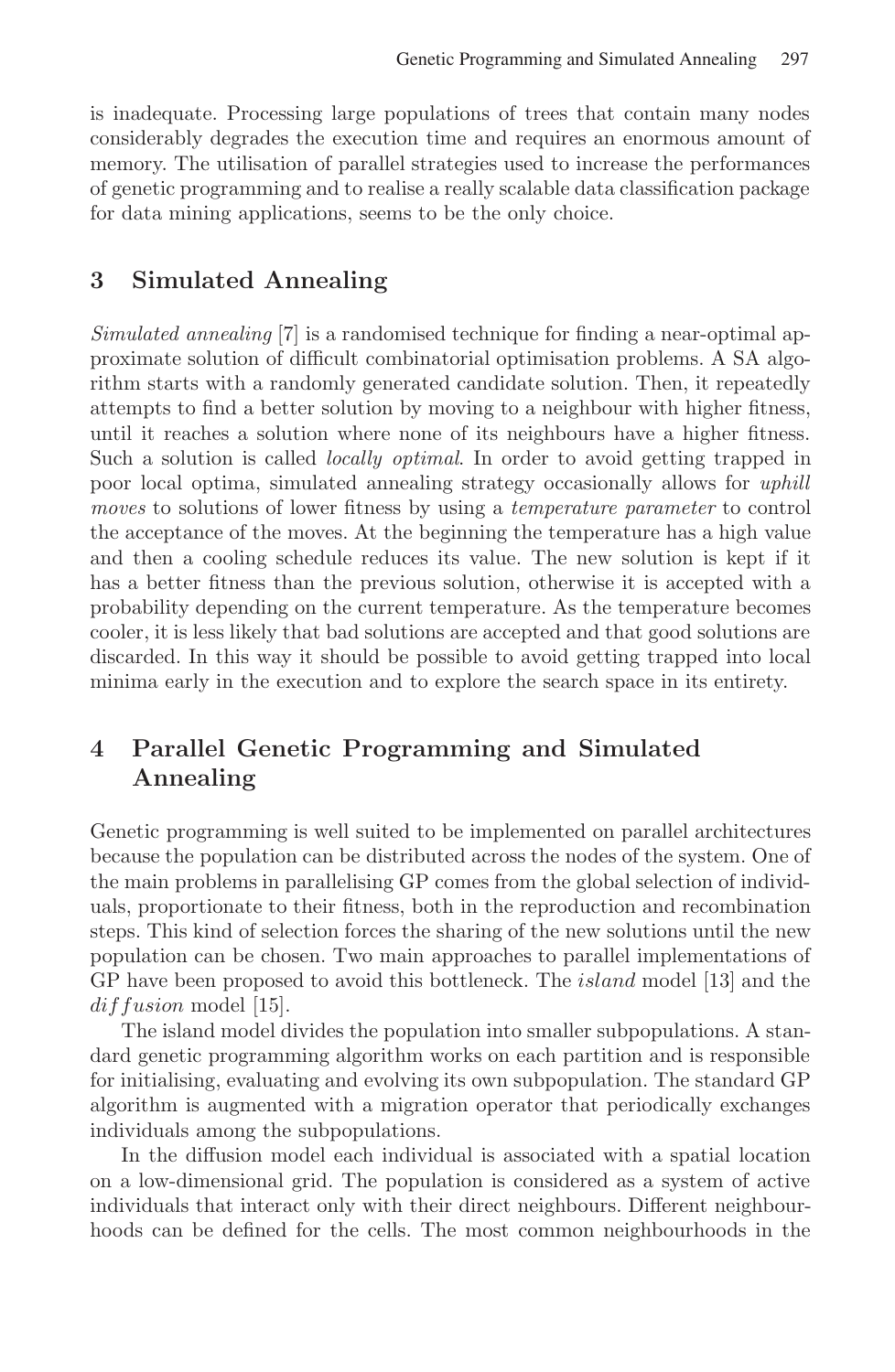is inadequate. Processing large populations of trees that contain many nodes considerably degrades the execution time and requires an enormous amount of memory. The utilisation of parallel strategies used to increase the performances of genetic programming and to realise a really scalable data classification package for data mining applications, seems to be the only choice.

## 3 Simulated Annealing

*Simulated annealing* [7] is a randomised technique for finding a near-optimal approximate solution of difficult combinatorial optimisation problems. A SA algorithm starts with a randomly generated candidate solution. Then, it repeatedly attempts to find a better solution by moving to a neighbour with higher fitness, until it reaches a solution where none of its neighbours have a higher fitness. Such a solution is called *locally optimal*. In order to avoid getting trapped in poor local optima, simulated annealing strategy occasionally allows for *uphill moves* to solutions of lower fitness by using a *temperature parameter* to control the acceptance of the moves. At the beginning the temperature has a high value and then a cooling schedule reduces its value. The new solution is kept if it has a better fitness than the previous solution, otherwise it is accepted with a probability depending on the current temperature. As the temperature becomes cooler, it is less likely that bad solutions are accepted and that good solutions are discarded. In this way it should be possible to avoid getting trapped into local minima early in the execution and to explore the search space in its entirety.

## 4 Parallel Genetic Programming and Simulated Annealing

Genetic programming is well suited to be implemented on parallel architectures because the population can be distributed across the nodes of the system. One of the main problems in parallelising GP comes from the global selection of individuals, proportionate to their fitness, both in the reproduction and recombination steps. This kind of selection forces the sharing of the new solutions until the new population can be chosen. Two main approaches to parallel implementations of GP have been proposed to avoid this bottleneck. The *island* model [13] and the *diffusion* model [15].

The island model divides the population into smaller subpopulations. A standard genetic programming algorithm works on each partition and is responsible for initialising, evaluating and evolving its own subpopulation. The standard GP algorithm is augmented with a migration operator that periodically exchanges individuals among the subpopulations.

In the diffusion model each individual is associated with a spatial location on a low-dimensional grid. The population is considered as a system of active individuals that interact only with their direct neighbours. Different neighbourhoods can be defined for the cells. The most common neighbourhoods in the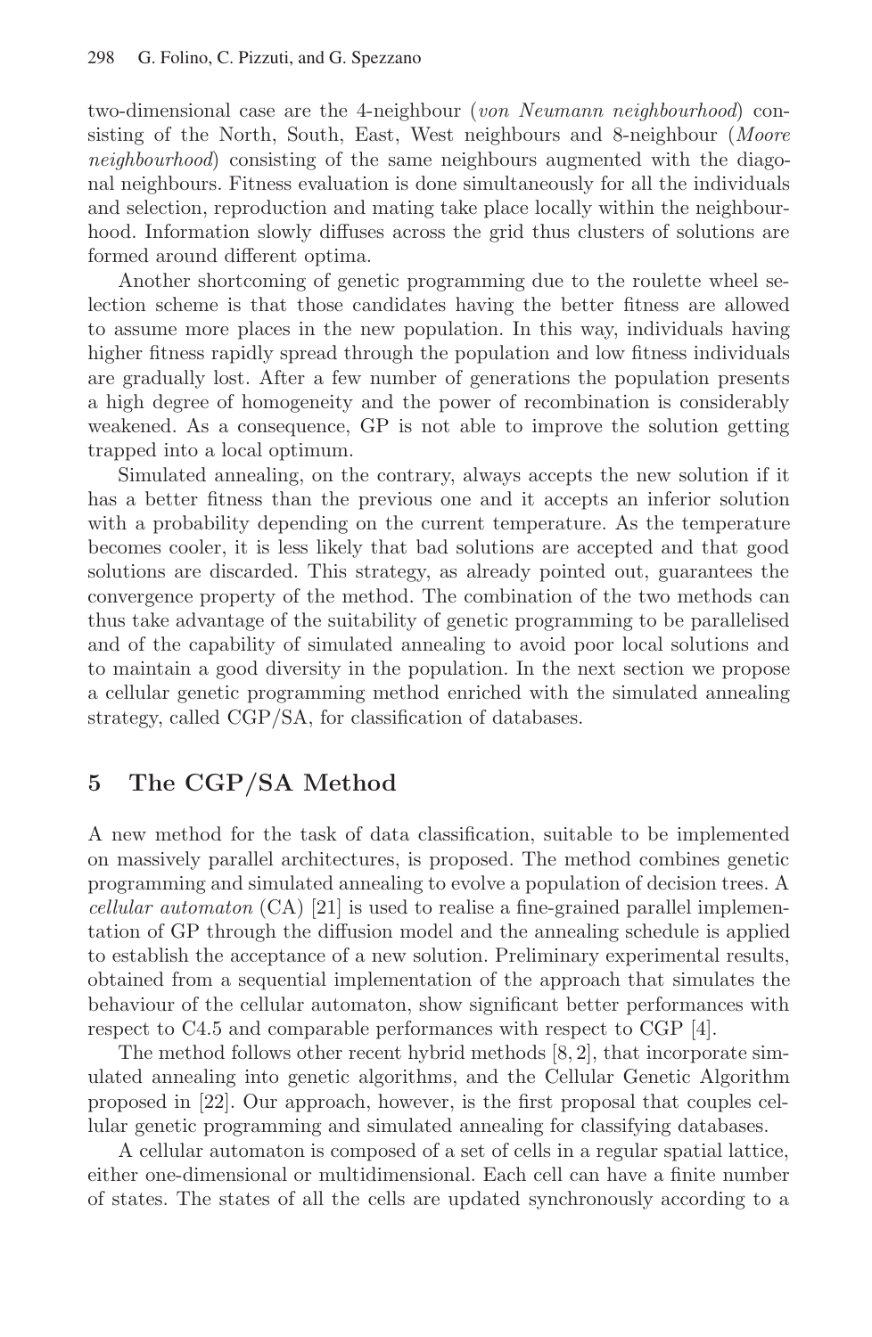two-dimensional case are the 4-neighbour (*von Neumann neighbourhood*) consisting of the North, South, East, West neighbours and 8-neighbour (*Moore neighbourhood*) consisting of the same neighbours augmented with the diagonal neighbours. Fitness evaluation is done simultaneously for all the individuals and selection, reproduction and mating take place locally within the neighbourhood. Information slowly diffuses across the grid thus clusters of solutions are formed around different optima.

Another shortcoming of genetic programming due to the roulette wheel selection scheme is that those candidates having the better fitness are allowed to assume more places in the new population. In this way, individuals having higher fitness rapidly spread through the population and low fitness individuals are gradually lost. After a few number of generations the population presents a high degree of homogeneity and the power of recombination is considerably weakened. As a consequence, GP is not able to improve the solution getting trapped into a local optimum.

Simulated annealing, on the contrary, always accepts the new solution if it has a better fitness than the previous one and it accepts an inferior solution with a probability depending on the current temperature. As the temperature becomes cooler, it is less likely that bad solutions are accepted and that good solutions are discarded. This strategy, as already pointed out, guarantees the convergence property of the method. The combination of the two methods can thus take advantage of the suitability of genetic programming to be parallelised and of the capability of simulated annealing to avoid poor local solutions and to maintain a good diversity in the population. In the next section we propose a cellular genetic programming method enriched with the simulated annealing strategy, called CGP/SA, for classification of databases.

## 5 The CGP/SA Method

A new method for the task of data classification, suitable to be implemented on massively parallel architectures, is proposed. The method combines genetic programming and simulated annealing to evolve a population of decision trees. A *cellular automaton* (CA) [21] is used to realise a fine-grained parallel implementation of GP through the diffusion model and the annealing schedule is applied to establish the acceptance of a new solution. Preliminary experimental results, obtained from a sequential implementation of the approach that simulates the behaviour of the cellular automaton, show significant better performances with respect to C4.5 and comparable performances with respect to CGP [4].

The method follows other recent hybrid methods [8, 2], that incorporate simulated annealing into genetic algorithms, and the Cellular Genetic Algorithm proposed in [22]. Our approach, however, is the first proposal that couples cellular genetic programming and simulated annealing for classifying databases.

A cellular automaton is composed of a set of cells in a regular spatial lattice, either one-dimensional or multidimensional. Each cell can have a finite number of states. The states of all the cells are updated synchronously according to a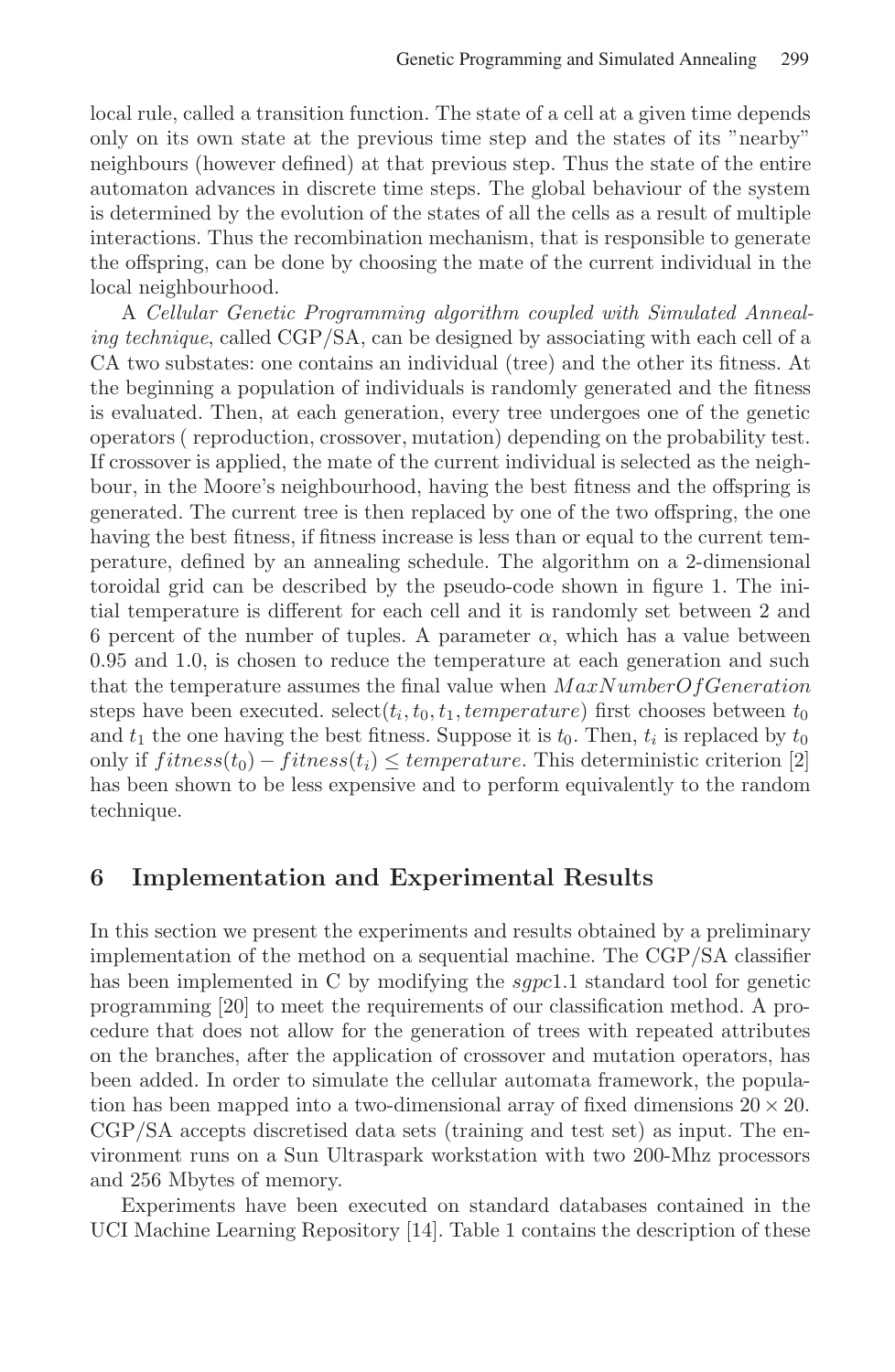local rule, called a transition function. The state of a cell at a given time depends only on its own state at the previous time step and the states of its "nearby" neighbours (however defined) at that previous step. Thus the state of the entire automaton advances in discrete time steps. The global behaviour of the system is determined by the evolution of the states of all the cells as a result of multiple interactions. Thus the recombination mechanism, that is responsible to generate the offspring, can be done by choosing the mate of the current individual in the local neighbourhood.

A *Cellular Genetic Programming algorithm coupled with Simulated Annealing technique*, called CGP/SA, can be designed by associating with each cell of a CA two substates: one contains an individual (tree) and the other its fitness. At the beginning a population of individuals is randomly generated and the fitness is evaluated. Then, at each generation, every tree undergoes one of the genetic operators ( reproduction, crossover, mutation) depending on the probability test. If crossover is applied, the mate of the current individual is selected as the neighbour, in the Moore's neighbourhood, having the best fitness and the offspring is generated. The current tree is then replaced by one of the two offspring, the one having the best fitness, if fitness increase is less than or equal to the current temperature, defined by an annealing schedule. The algorithm on a 2-dimensional toroidal grid can be described by the pseudo-code shown in figure 1. The initial temperature is different for each cell and it is randomly set between 2 and 6 percent of the number of tuples. A parameter $\alpha$, which has a value between 0.95 and 1.0, is chosen to reduce the temperature at each generation and such that the temperature assumes the final value when $MaxNumberOfGeneration$ steps have been executed. select$(t_i, t_0, t_1, temperature)$ first chooses between $t_0$ and $t_1$ the one having the best fitness. Suppose it is $t_0$. Then, $t_i$ is replaced by $t_0$ only if $fitness(t_0) - fitness(t_i) \leq temperature$. This deterministic criterion [2] has been shown to be less expensive and to perform equivalently to the random technique.

## 6 Implementation and Experimental Results

In this section we present the experiments and results obtained by a preliminary implementation of the method on a sequential machine. The CGP/SA classifier has been implemented in C by modifying the *sgpc*1.1 standard tool for genetic programming [20] to meet the requirements of our classification method. A procedure that does not allow for the generation of trees with repeated attributes on the branches, after the application of crossover and mutation operators, has been added. In order to simulate the cellular automata framework, the population has been mapped into a two-dimensional array of fixed dimensions $20 \times 20$. CGP/SA accepts discretised data sets (training and test set) as input. The environment runs on a Sun Ultraspark workstation with two 200-Mhz processors and 256 Mbytes of memory.

Experiments have been executed on standard databases contained in the UCI Machine Learning Repository [14]. Table 1 contains the description of these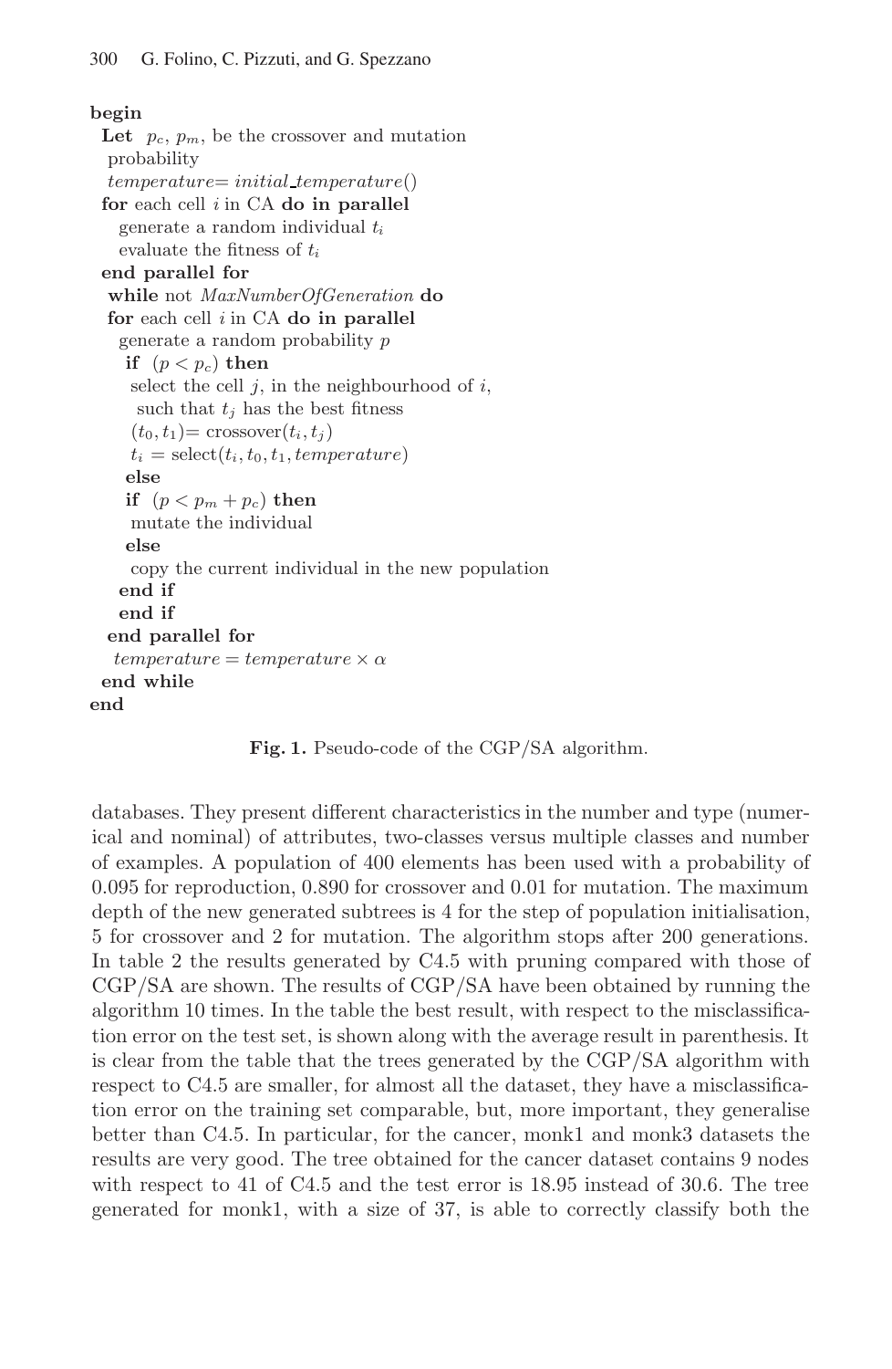```
begin
  Let  p_c, p_m, be the crossover and mutation
   probability
   temperature= initial_temperature()
  for each cell i in CA do in parallel
     generate a random individual t_i
     evaluate the fitness of t_i
  end parallel for
   while not MaxNumberOfGeneration do
   for each cell i in CA do in parallel
     generate a random probability p
      if  (p < p_c) then
       select the cell j, in the neighbourhood of i,
        such that t_j has the best fitness
       (t_0, t_1)= crossover(t_i, t_j)
       t_i = select(t_i, t_0, t_1, temperature)
      else
      if  (p < p_m + p_c) then
       mutate the individual
      else
       copy the current individual in the new population
     end if
     end if
   end parallel for
    temperature = temperature × α
  end while
end
```

**Fig. 1.** Pseudo-code of the CGP/SA algorithm.

databases. They present different characteristics in the number and type (numerical and nominal) of attributes, two-classes versus multiple classes and number of examples. A population of 400 elements has been used with a probability of 0.095 for reproduction, 0.890 for crossover and 0.01 for mutation. The maximum depth of the new generated subtrees is 4 for the step of population initialisation, 5 for crossover and 2 for mutation. The algorithm stops after 200 generations. In table 2 the results generated by C4.5 with pruning compared with those of CGP/SA are shown. The results of CGP/SA have been obtained by running the algorithm 10 times. In the table the best result, with respect to the misclassification error on the test set, is shown along with the average result in parenthesis. It is clear from the table that the trees generated by the CGP/SA algorithm with respect to C4.5 are smaller, for almost all the dataset, they have a misclassification error on the training set comparable, but, more important, they generalise better than C4.5. In particular, for the cancer, monk1 and monk3 datasets the results are very good. The tree obtained for the cancer dataset contains 9 nodes with respect to 41 of C4.5 and the test error is 18.95 instead of 30.6. The tree generated for monk1, with a size of 37, is able to correctly classify both the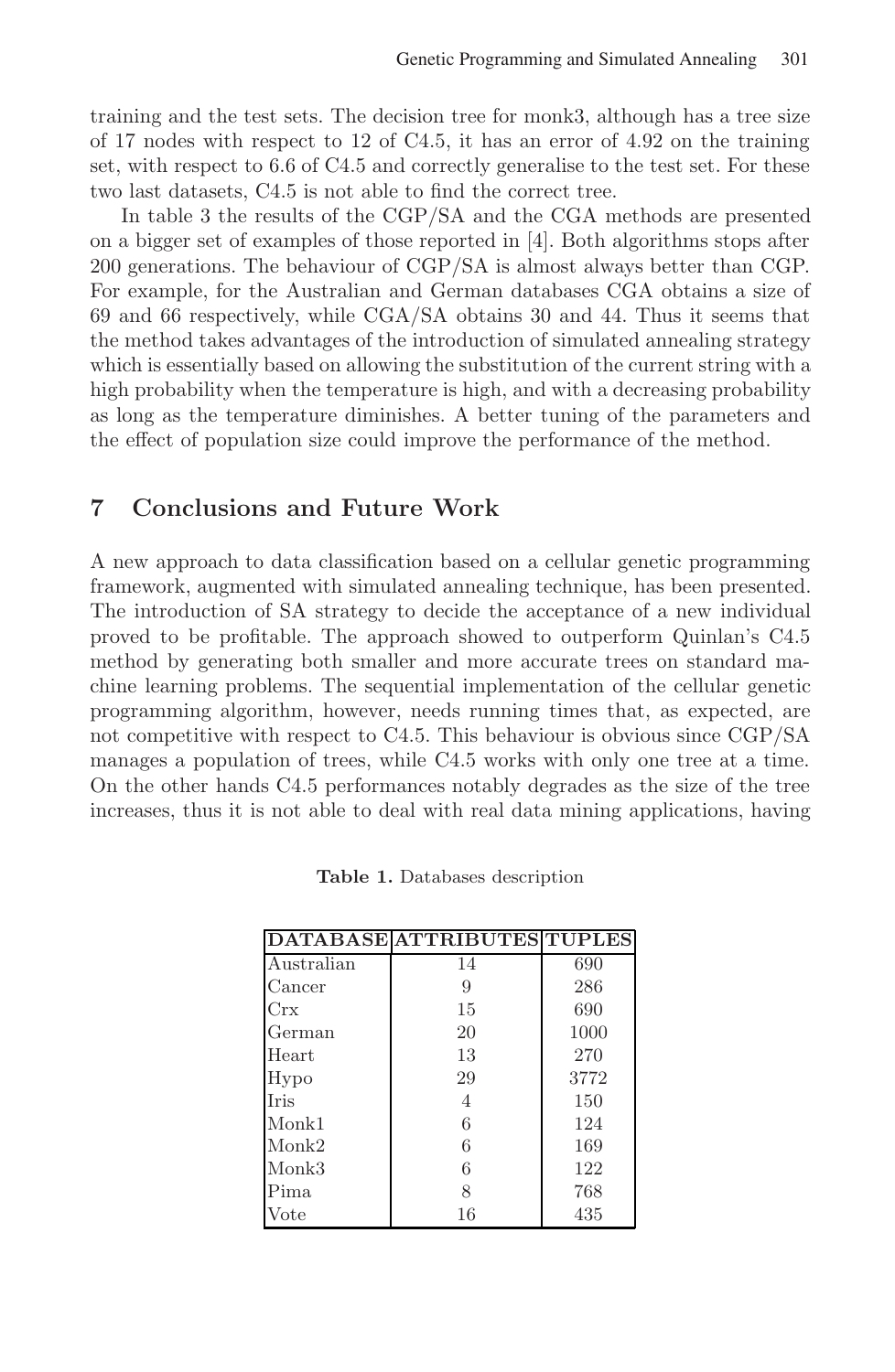training and the test sets. The decision tree for monk3, although has a tree size of 17 nodes with respect to 12 of C4.5, it has an error of 4.92 on the training set, with respect to 6.6 of C4.5 and correctly generalise to the test set. For these two last datasets, C4.5 is not able to find the correct tree.

In table 3 the results of the CGP/SA and the CGA methods are presented on a bigger set of examples of those reported in [4]. Both algorithms stops after 200 generations. The behaviour of CGP/SA is almost always better than CGP. For example, for the Australian and German databases CGA obtains a size of 69 and 66 respectively, while CGA/SA obtains 30 and 44. Thus it seems that the method takes advantages of the introduction of simulated annealing strategy which is essentially based on allowing the substitution of the current string with a high probability when the temperature is high, and with a decreasing probability as long as the temperature diminishes. A better tuning of the parameters and the effect of population size could improve the performance of the method.

## 7 Conclusions and Future Work

A new approach to data classification based on a cellular genetic programming framework, augmented with simulated annealing technique, has been presented. The introduction of SA strategy to decide the acceptance of a new individual proved to be profitable. The approach showed to outperform Quinlan's C4.5 method by generating both smaller and more accurate trees on standard machine learning problems. The sequential implementation of the cellular genetic programming algorithm, however, needs running times that, as expected, are not competitive with respect to C4.5. This behaviour is obvious since CGP/SA manages a population of trees, while C4.5 works with only one tree at a time. On the other hands C4.5 performances notably degrades as the size of the tree increases, thus it is not able to deal with real data mining applications, having

**Table 1.** Databases description

| DATABASE | ATTRIBUTES | TUPLES |
|---|---|---|
| Australian | 14 | 690 |
| Cancer | 9 | 286 |
| Crx | 15 | 690 |
| German | 20 | 1000 |
| Heart | 13 | 270 |
| Hypo | 29 | 3772 |
| Iris | 4 | 150 |
| Monk1 | 6 | 124 |
| Monk2 | 6 | 169 |
| Monk3 | 6 | 122 |
| Pima | 8 | 768 |
| Vote | 16 | 435 |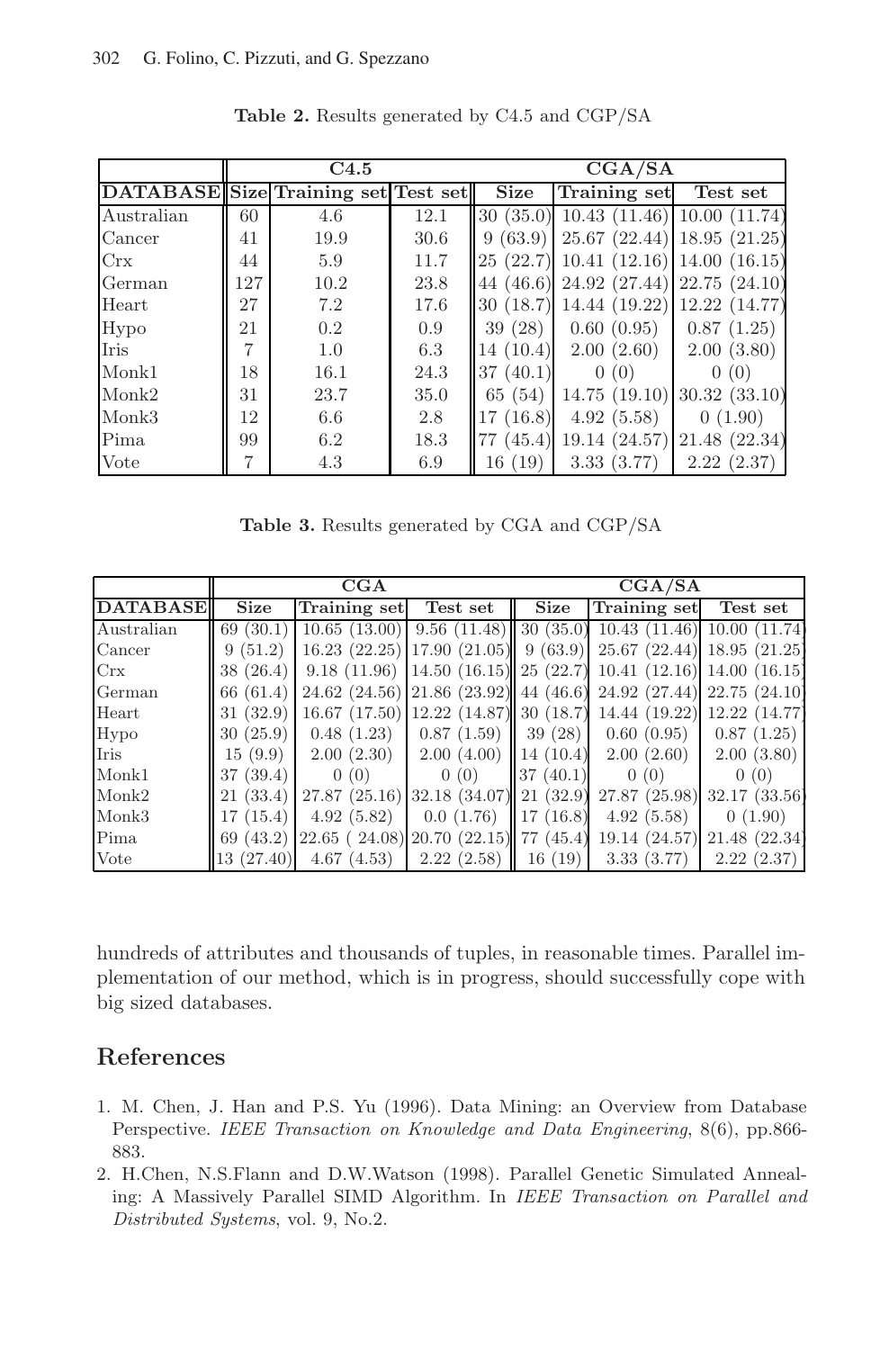**Table 2.** Results generated by C4.5 and CGP/SA

| | C4.5 | | | CGA/SA | | |
|---|---|---|---|---|---|---|
| **DATABASE** | **Size** | **Training set** | **Test set** | **Size** | **Training set** | **Test set** |
| Australian | 60 | 4.6 | 12.1 | 30 (35.0) | 10.43 (11.46) | 10.00 (11.74) |
| Cancer | 41 | 19.9 | 30.6 | 9 (63.9) | 25.67 (22.44) | 18.95 (21.25) |
| Crx | 44 | 5.9 | 11.7 | 25 (22.7) | 10.41 (12.16) | 14.00 (16.15) |
| German | 127 | 10.2 | 23.8 | 44 (46.6) | 24.92 (27.44) | 22.75 (24.10) |
| Heart | 27 | 7.2 | 17.6 | 30 (18.7) | 14.44 (19.22) | 12.22 (14.77) |
| Hypo | 21 | 0.2 | 0.9 | 39 (28) | 0.60 (0.95) | 0.87 (1.25) |
| Iris | 7 | 1.0 | 6.3 | 14 (10.4) | 2.00 (2.60) | 2.00 (3.80) |
| Monk1 | 18 | 16.1 | 24.3 | 37 (40.1) | 0 (0) | 0 (0) |
| Monk2 | 31 | 23.7 | 35.0 | 65 (54) | 14.75 (19.10) | 30.32 (33.10) |
| Monk3 | 12 | 6.6 | 2.8 | 17 (16.8) | 4.92 (5.58) | 0 (1.90) |
| Pima | 99 | 6.2 | 18.3 | 77 (45.4) | 19.14 (24.57) | 21.48 (22.34) |
| Vote | 7 | 4.3 | 6.9 | 16 (19) | 3.33 (3.77) | 2.22 (2.37) |

**Table 3.** Results generated by CGA and CGP/SA

| | CGA | | | CGA/SA | | |
|---|---|---|---|---|---|---|
| **DATABASE** | **Size** | **Training set** | **Test set** | **Size** | **Training set** | **Test set** |
| Australian | 69 (30.1) | 10.65 (13.00) | 9.56 (11.48) | 30 (35.0) | 10.43 (11.46) | 10.00 (11.74) |
| Cancer | 9 (51.2) | 16.23 (22.25) | 17.90 (21.05) | 9 (63.9) | 25.67 (22.44) | 18.95 (21.25) |
| Crx | 38 (26.4) | 9.18 (11.96) | 14.50 (16.15) | 25 (22.7) | 10.41 (12.16) | 14.00 (16.15) |
| German | 66 (61.4) | 24.62 (24.56) | 21.86 (23.92) | 44 (46.6) | 24.92 (27.44) | 22.75 (24.10) |
| Heart | 31 (32.9) | 16.67 (17.50) | 12.22 (14.87) | 30 (18.7) | 14.44 (19.22) | 12.22 (14.77) |
| Hypo | 30 (25.9) | 0.48 (1.23) | 0.87 (1.59) | 39 (28) | 0.60 (0.95) | 0.87 (1.25) |
| Iris | 15 (9.9) | 2.00 (2.30) | 2.00 (4.00) | 14 (10.4) | 2.00 (2.60) | 2.00 (3.80) |
| Monk1 | 37 (39.4) | 0 (0) | 0 (0) | 37 (40.1) | 0 (0) | 0 (0) |
| Monk2 | 21 (33.4) | 27.87 (25.16) | 32.18 (34.07) | 21 (32.9) | 27.87 (25.98) | 32.17 (33.56) |
| Monk3 | 17 (15.4) | 4.92 (5.82) | 0.0 (1.76) | 17 (16.8) | 4.92 (5.58) | 0 (1.90) |
| Pima | 69 (43.2) | 22.65 ( 24.08) | 20.70 (22.15) | 77 (45.4) | 19.14 (24.57) | 21.48 (22.34) |
| Vote | 13 (27.40) | 4.67 (4.53) | 2.22 (2.58) | 16 (19) | 3.33 (3.77) | 2.22 (2.37) |

hundreds of attributes and thousands of tuples, in reasonable times. Parallel implementation of our method, which is in progress, should successfully cope with big sized databases.

## References

1. M. Chen, J. Han and P.S. Yu (1996). Data Mining: an Overview from Database Perspective. *IEEE Transaction on Knowledge and Data Engineering*, 8(6), pp.866-883.
2. H.Chen, N.S.Flann and D.W.Watson (1998). Parallel Genetic Simulated Annealing: A Massively Parallel SIMD Algorithm. In *IEEE Transaction on Parallel and Distributed Systems*, vol. 9, No.2.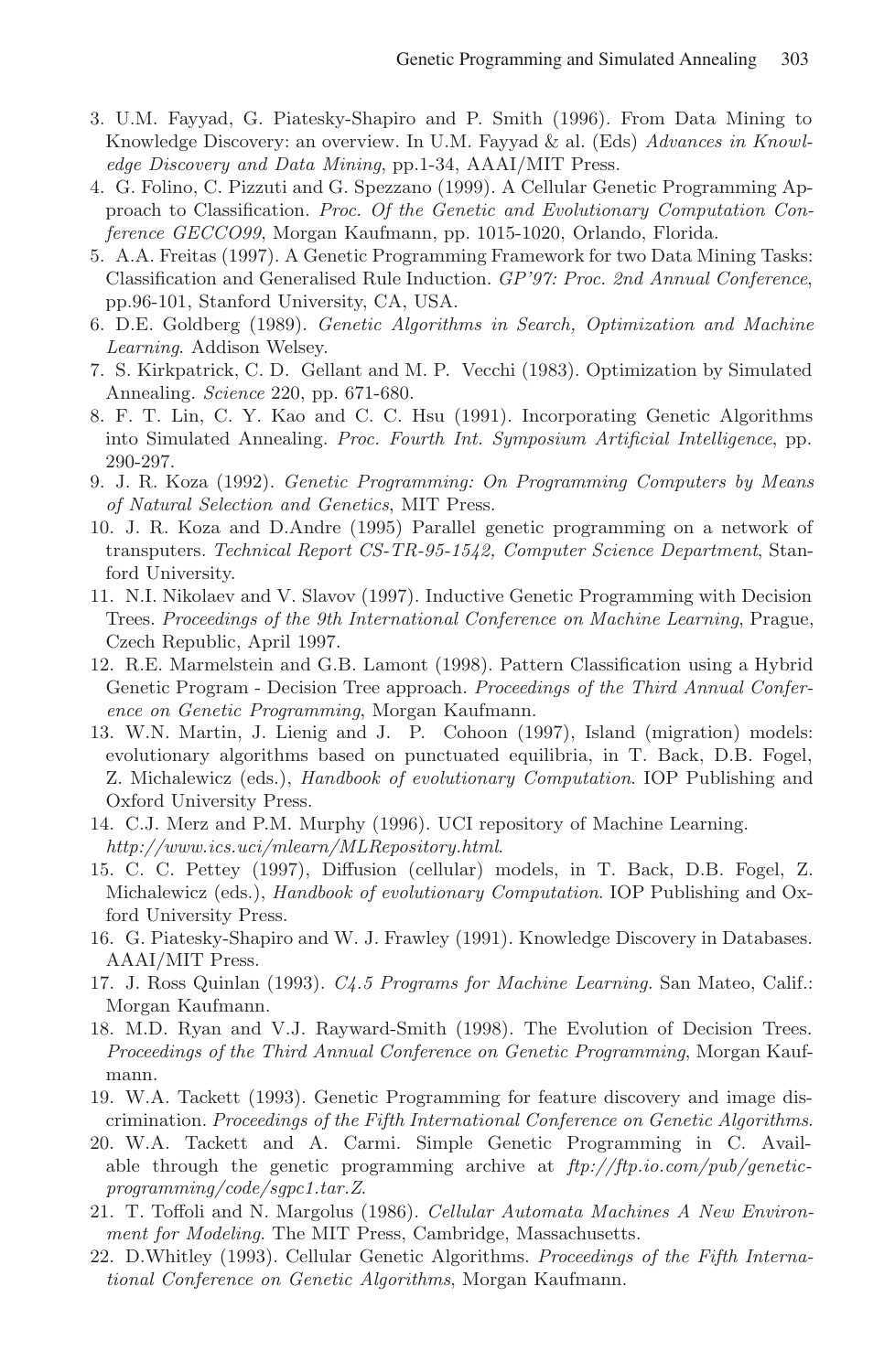3. U.M. Fayyad, G. Piatesky-Shapiro and P. Smith (1996). From Data Mining to Knowledge Discovery: an overview. In U.M. Fayyad & al. (Eds) *Advances in Knowledge Discovery and Data Mining*, pp.1-34, AAAI/MIT Press.
4. G. Folino, C. Pizzuti and G. Spezzano (1999). A Cellular Genetic Programming Approach to Classification. *Proc. Of the Genetic and Evolutionary Computation Conference GECCO99*, Morgan Kaufmann, pp. 1015-1020, Orlando, Florida.
5. A.A. Freitas (1997). A Genetic Programming Framework for two Data Mining Tasks: Classification and Generalised Rule Induction. *GP'97: Proc. 2nd Annual Conference*, pp.96-101, Stanford University, CA, USA.
6. D.E. Goldberg (1989). *Genetic Algorithms in Search, Optimization and Machine Learning*. Addison Welsey.
7. S. Kirkpatrick, C. D. Gellant and M. P. Vecchi (1983). Optimization by Simulated Annealing. *Science* 220, pp. 671-680.
8. F. T. Lin, C. Y. Kao and C. C. Hsu (1991). Incorporating Genetic Algorithms into Simulated Annealing. *Proc. Fourth Int. Symposium Artificial Intelligence*, pp. 290-297.
9. J. R. Koza (1992). *Genetic Programming: On Programming Computers by Means of Natural Selection and Genetics*, MIT Press.
10. J. R. Koza and D.Andre (1995) Parallel genetic programming on a network of transputers. *Technical Report CS-TR-95-1542, Computer Science Department*, Stanford University.
11. N.I. Nikolaev and V. Slavov (1997). Inductive Genetic Programming with Decision Trees. *Proceedings of the 9th International Conference on Machine Learning*, Prague, Czech Republic, April 1997.
12. R.E. Marmelstein and G.B. Lamont (1998). Pattern Classification using a Hybrid Genetic Program - Decision Tree approach. *Proceedings of the Third Annual Conference on Genetic Programming*, Morgan Kaufmann.
13. W.N. Martin, J. Lienig and J. P. Cohoon (1997), Island (migration) models: evolutionary algorithms based on punctuated equilibria, in T. Back, D.B. Fogel, Z. Michalewicz (eds.), *Handbook of evolutionary Computation*. IOP Publishing and Oxford University Press.
14. C.J. Merz and P.M. Murphy (1996). UCI repository of Machine Learning. *http://www.ics.uci/mlearn/MLRepository.html*.
15. C. C. Pettey (1997), Diffusion (cellular) models, in T. Back, D.B. Fogel, Z. Michalewicz (eds.), *Handbook of evolutionary Computation*. IOP Publishing and Oxford University Press.
16. G. Piatesky-Shapiro and W. J. Frawley (1991). Knowledge Discovery in Databases. AAAI/MIT Press.
17. J. Ross Quinlan (1993). *C4.5 Programs for Machine Learning.* San Mateo, Calif.: Morgan Kaufmann.
18. M.D. Ryan and V.J. Rayward-Smith (1998). The Evolution of Decision Trees. *Proceedings of the Third Annual Conference on Genetic Programming*, Morgan Kaufmann.
19. W.A. Tackett (1993). Genetic Programming for feature discovery and image discrimination. *Proceedings of the Fifth International Conference on Genetic Algorithms*.
20. W.A. Tackett and A. Carmi. Simple Genetic Programming in C. Available through the genetic programming archive at *ftp://ftp.io.com/pub/genetic-programming/code/sgpc1.tar.Z*.
21. T. Toffoli and N. Margolus (1986). *Cellular Automata Machines A New Environment for Modeling*. The MIT Press, Cambridge, Massachusetts.
22. D.Whitley (1993). Cellular Genetic Algorithms. *Proceedings of the Fifth International Conference on Genetic Algorithms*, Morgan Kaufmann.